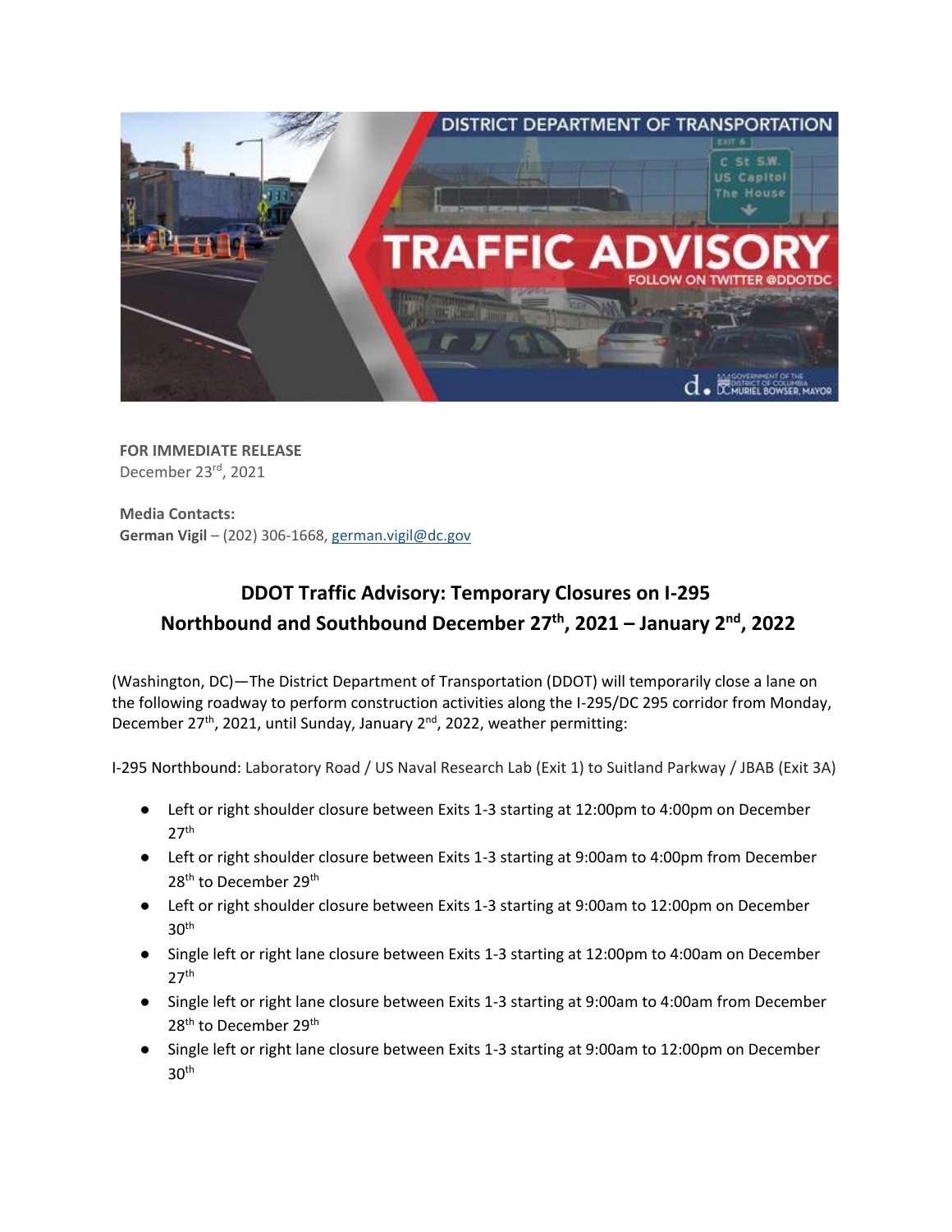**FOR IMMEDIATE RELEASE**
December 23rd, 2021

**Media Contacts:**
**German Vigil** – (202) 306-1668, german.vigil@dc.gov

## DDOT Traffic Advisory: Temporary Closures on I-295 Northbound and Southbound December 27th, 2021 – January 2nd, 2022

(Washington, DC)—The District Department of Transportation (DDOT) will temporarily close a lane on the following roadway to perform construction activities along the I-295/DC 295 corridor from Monday, December 27th, 2021, until Sunday, January 2nd, 2022, weather permitting:

I-295 Northbound: Laboratory Road / US Naval Research Lab (Exit 1) to Suitland Parkway / JBAB (Exit 3A)

- Left or right shoulder closure between Exits 1-3 starting at 12:00pm to 4:00pm on December 27th
- Left or right shoulder closure between Exits 1-3 starting at 9:00am to 4:00pm from December 28th to December 29th
- Left or right shoulder closure between Exits 1-3 starting at 9:00am to 12:00pm on December 30th
- Single left or right lane closure between Exits 1-3 starting at 12:00pm to 4:00am on December 27th
- Single left or right lane closure between Exits 1-3 starting at 9:00am to 4:00am from December 28th to December 29th
- Single left or right lane closure between Exits 1-3 starting at 9:00am to 12:00pm on December 30th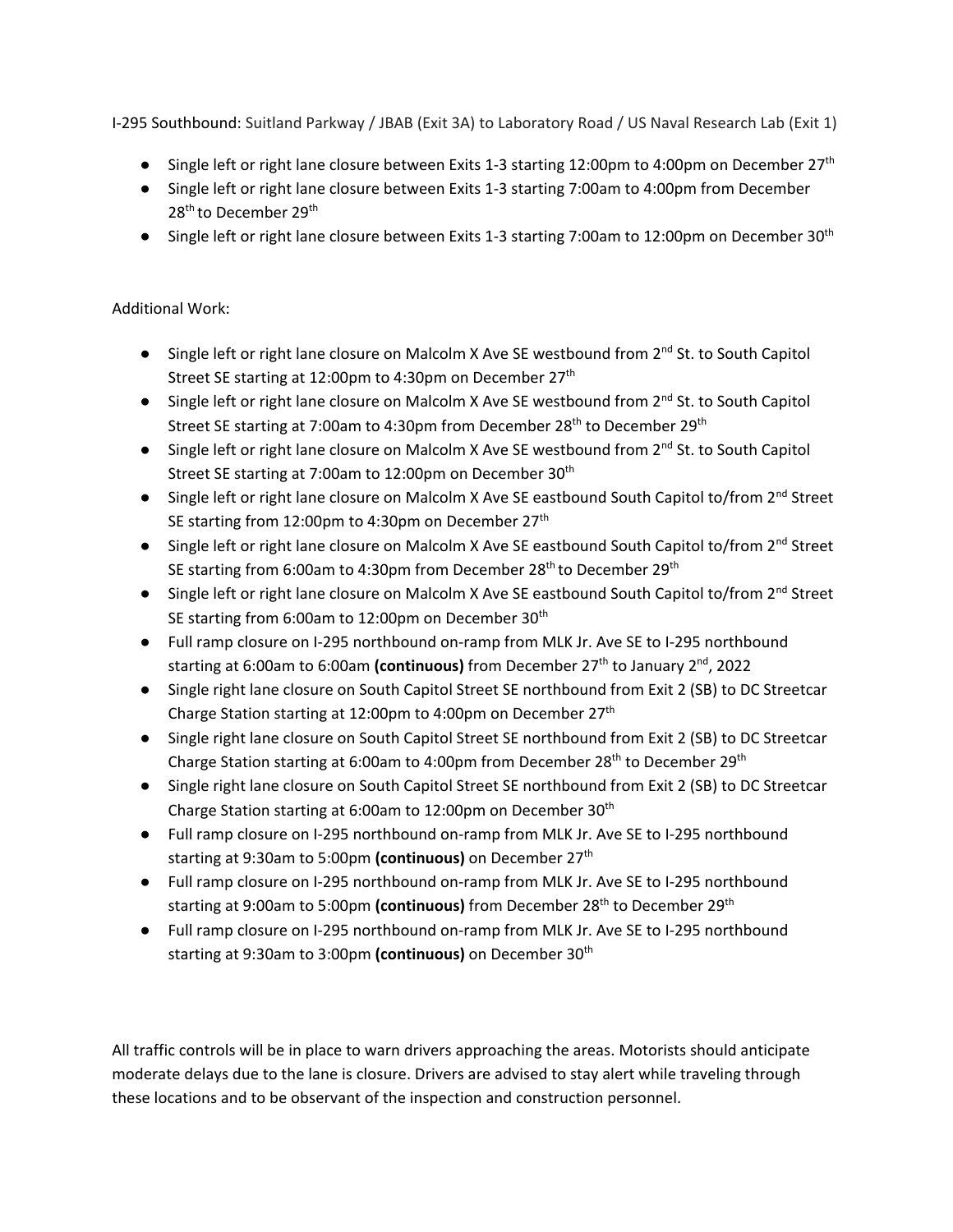I-295 Southbound: Suitland Parkway / JBAB (Exit 3A) to Laboratory Road / US Naval Research Lab (Exit 1)

- Single left or right lane closure between Exits 1-3 starting 12:00pm to 4:00pm on December 27th
- Single left or right lane closure between Exits 1-3 starting 7:00am to 4:00pm from December 28th to December 29th
- Single left or right lane closure between Exits 1-3 starting 7:00am to 12:00pm on December 30th

Additional Work:

- Single left or right lane closure on Malcolm X Ave SE westbound from 2nd St. to South Capitol Street SE starting at 12:00pm to 4:30pm on December 27th
- Single left or right lane closure on Malcolm X Ave SE westbound from 2nd St. to South Capitol Street SE starting at 7:00am to 4:30pm from December 28th to December 29th
- Single left or right lane closure on Malcolm X Ave SE westbound from 2nd St. to South Capitol Street SE starting at 7:00am to 12:00pm on December 30th
- Single left or right lane closure on Malcolm X Ave SE eastbound South Capitol to/from 2nd Street SE starting from 12:00pm to 4:30pm on December 27th
- Single left or right lane closure on Malcolm X Ave SE eastbound South Capitol to/from 2nd Street SE starting from 6:00am to 4:30pm from December 28th to December 29th
- Single left or right lane closure on Malcolm X Ave SE eastbound South Capitol to/from 2nd Street SE starting from 6:00am to 12:00pm on December 30th
- Full ramp closure on I-295 northbound on-ramp from MLK Jr. Ave SE to I-295 northbound starting at 6:00am to 6:00am **(continuous)** from December 27th to January 2nd, 2022
- Single right lane closure on South Capitol Street SE northbound from Exit 2 (SB) to DC Streetcar Charge Station starting at 12:00pm to 4:00pm on December 27th
- Single right lane closure on South Capitol Street SE northbound from Exit 2 (SB) to DC Streetcar Charge Station starting at 6:00am to 4:00pm from December 28th to December 29th
- Single right lane closure on South Capitol Street SE northbound from Exit 2 (SB) to DC Streetcar Charge Station starting at 6:00am to 12:00pm on December 30th
- Full ramp closure on I-295 northbound on-ramp from MLK Jr. Ave SE to I-295 northbound starting at 9:30am to 5:00pm **(continuous)** on December 27th
- Full ramp closure on I-295 northbound on-ramp from MLK Jr. Ave SE to I-295 northbound starting at 9:00am to 5:00pm **(continuous)** from December 28th to December 29th
- Full ramp closure on I-295 northbound on-ramp from MLK Jr. Ave SE to I-295 northbound starting at 9:30am to 3:00pm **(continuous)** on December 30th

All traffic controls will be in place to warn drivers approaching the areas. Motorists should anticipate moderate delays due to the lane is closure. Drivers are advised to stay alert while traveling through these locations and to be observant of the inspection and construction personnel.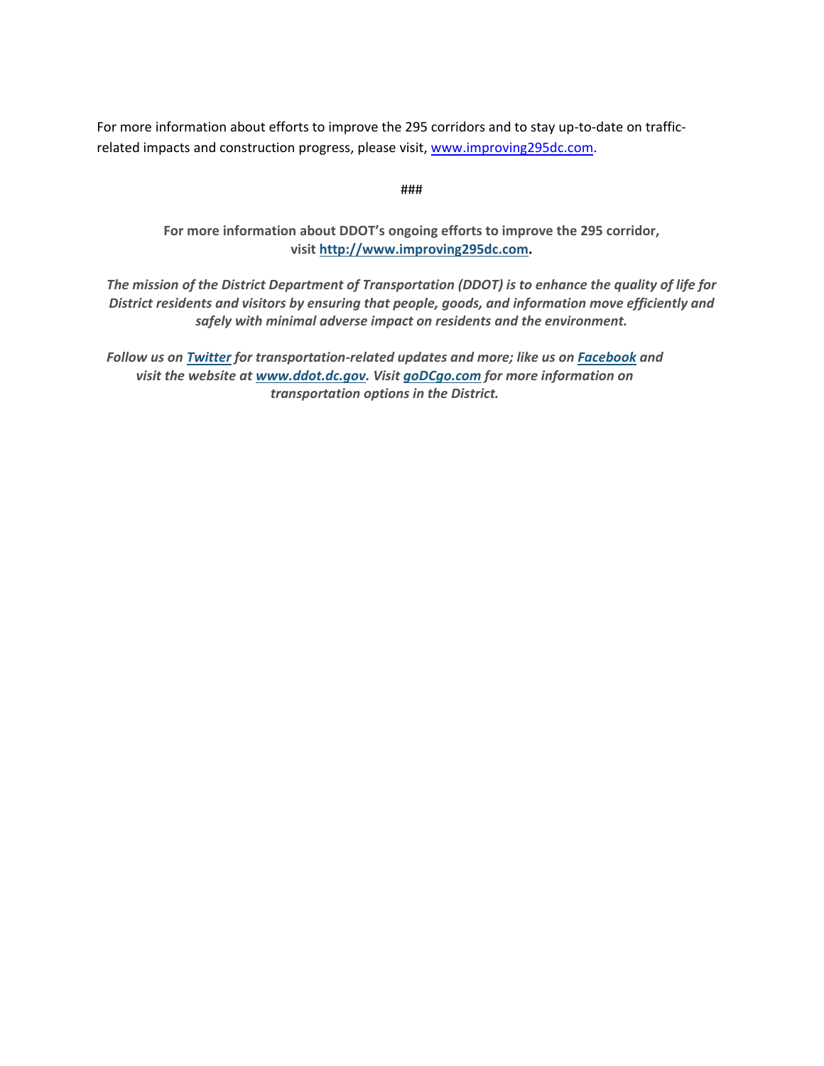For more information about efforts to improve the 295 corridors and to stay up-to-date on traffic-related impacts and construction progress, please visit, [www.improving295dc.com](http://www.improving295dc.com).

###

**For more information about DDOT's ongoing efforts to improve the 295 corridor, visit [http://www.improving295dc.com](http://www.improving295dc.com).**

***The mission of the District Department of Transportation (DDOT) is to enhance the quality of life for District residents and visitors by ensuring that people, goods, and information move efficiently and safely with minimal adverse impact on residents and the environment.***

***Follow us on Twitter for transportation-related updates and more; like us on Facebook and visit the website at [www.ddot.dc.gov](http://www.ddot.dc.gov). Visit goDCgo.com for more information on transportation options in the District.***